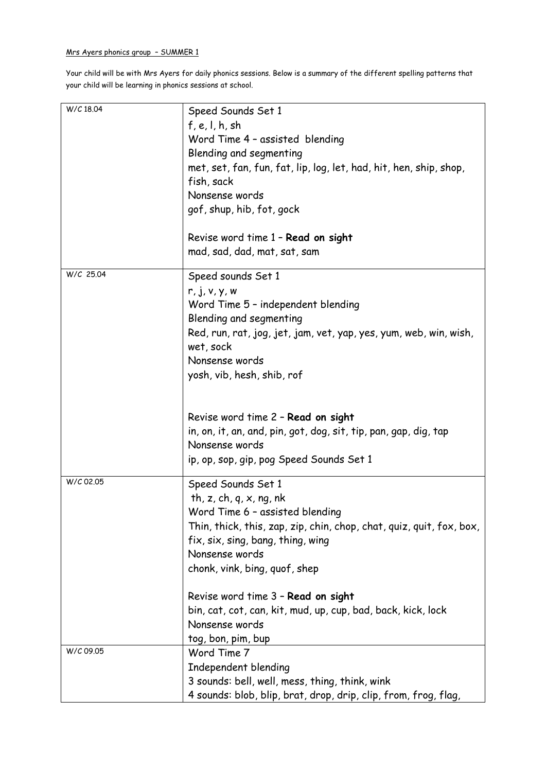Mrs Ayers phonics group – SUMMER 1

Your child will be with Mrs Ayers for daily phonics sessions. Below is a summary of the different spelling patterns that your child will be learning in phonics sessions at school.

| | |
|---|---|
| W/C 18.04 | Speed Sounds Set 1<br>f, e, l, h, sh<br>Word Time 4 – assisted blending<br>Blending and segmenting<br>met, set, fan, fun, fat, lip, log, let, had, hit, hen, ship, shop, fish, sack<br>Nonsense words<br>gof, shup, hib, fot, gock<br><br>Revise word time 1 – **Read on sight**<br>mad, sad, dad, mat, sat, sam |
| W/C 25.04 | Speed sounds Set 1<br>r, j, v, y, w<br>Word Time 5 – independent blending<br>Blending and segmenting<br>Red, run, rat, jog, jet, jam, vet, yap, yes, yum, web, win, wish, wet, sock<br>Nonsense words<br>yosh, vib, hesh, shib, rof<br><br>Revise word time 2 – **Read on sight**<br>in, on, it, an, and, pin, got, dog, sit, tip, pan, gap, dig, tap<br>Nonsense words<br>ip, op, sop, gip, pog Speed Sounds Set 1 |
| W/C 02.05 | Speed Sounds Set 1<br>th, z, ch, q, x, ng, nk<br>Word Time 6 – assisted blending<br>Thin, thick, this, zap, zip, chin, chop, chat, quiz, quit, fox, box, fix, six, sing, bang, thing, wing<br>Nonsense words<br>chonk, vink, bing, quof, shep<br><br>Revise word time 3 – **Read on sight**<br>bin, cat, cot, can, kit, mud, up, cup, bad, back, kick, lock<br>Nonsense words<br>tog, bon, pim, bup |
| W/C 09.05 | Word Time 7<br>Independent blending<br>3 sounds: bell, well, mess, thing, think, wink<br>4 sounds: blob, blip, brat, drop, drip, clip, from, frog, flag, |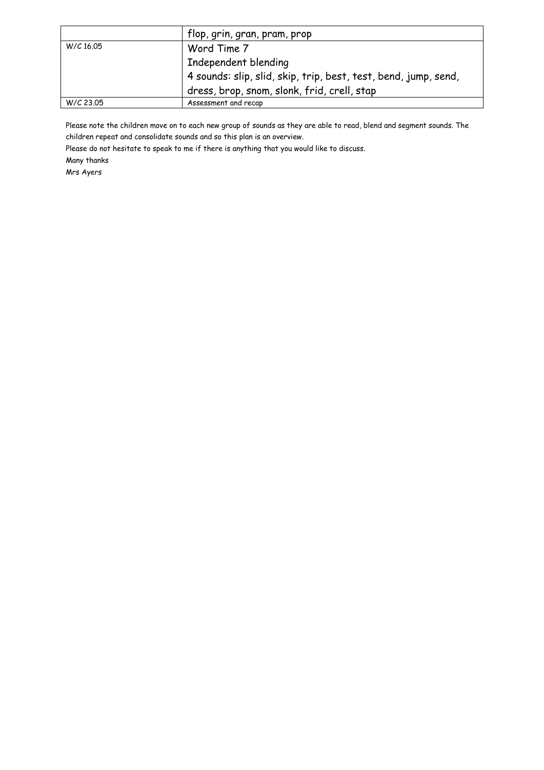| | |
|---|---|
| | flop, grin, gran, pram, prop |
| W/C 16.05 | Word Time 7<br>Independent blending<br>4 sounds: slip, slid, skip, trip, best, test, bend, jump, send, dress, brop, snom, slonk, frid, crell, stap |
| W/C 23.05 | Assessment and recap |

Please note the children move on to each new group of sounds as they are able to read, blend and segment sounds. The children repeat and consolidate sounds and so this plan is an overview.

Please do not hesitate to speak to me if there is anything that you would like to discuss.

Many thanks

Mrs Ayers